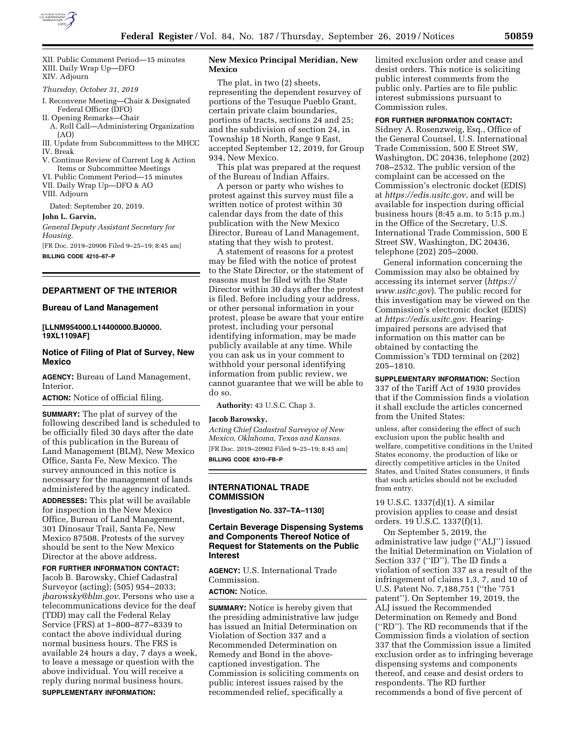XII. Public Comment Period—15 minutes
XIII. Daily Wrap Up—DFO
XIV. Adjourn

*Thursday, October 31, 2019*

I. Reconvene Meeting—Chair & Designated Federal Officer (DFO)
II. Opening Remarks—Chair
  A. Roll Call—Administering Organization (AO)
III. Update from Subcommittees to the MHCC
IV. Break
V. Continue Review of Current Log & Action Items or Subcommittee Meetings
VI. Public Comment Period—15 minutes
VII. Daily Wrap Up—DFO & AO
VIII. Adjourn

Dated: September 20, 2019.

**John L. Garvin,**

*General Deputy Assistant Secretary for Housing.*

[FR Doc. 2019–20906 Filed 9–25–19; 8:45 am]

**BILLING CODE 4210–67–P**

---

## DEPARTMENT OF THE INTERIOR

### Bureau of Land Management

**[LLNM954000.L14400000.BJ0000. 19XL1109AF]**

### Notice of Filing of Plat of Survey, New Mexico

**AGENCY:** Bureau of Land Management, Interior.

**ACTION:** Notice of official filing.

**SUMMARY:** The plat of survey of the following described land is scheduled to be officially filed 30 days after the date of this publication in the Bureau of Land Management (BLM), New Mexico Office, Santa Fe, New Mexico. The survey announced in this notice is necessary for the management of lands administered by the agency indicated.

**ADDRESSES:** This plat will be available for inspection in the New Mexico Office, Bureau of Land Management, 301 Dinosaur Trail, Santa Fe, New Mexico 87508. Protests of the survey should be sent to the New Mexico Director at the above address.

**FOR FURTHER INFORMATION CONTACT:** Jacob B. Barowsky, Chief Cadastral Surveyor (acting); (505) 954–2033; *jbarowsky@blm.gov.* Persons who use a telecommunications device for the deaf (TDD) may call the Federal Relay Service (FRS) at 1–800–877–8339 to contact the above individual during normal business hours. The FRS is available 24 hours a day, 7 days a week, to leave a message or question with the above individual. You will receive a reply during normal business hours.

**SUPPLEMENTARY INFORMATION:**

**New Mexico Principal Meridian, New Mexico**

The plat, in two (2) sheets, representing the dependent resurvey of portions of the Tesuque Pueblo Grant, certain private claim boundaries, portions of tracts, sections 24 and 25; and the subdivision of section 24, in Township 18 North, Range 9 East, accepted September 12, 2019, for Group 934, New Mexico.

This plat was prepared at the request of the Bureau of Indian Affairs.

A person or party who wishes to protest against this survey must file a written notice of protest within 30 calendar days from the date of this publication with the New Mexico Director, Bureau of Land Management, stating that they wish to protest.

A statement of reasons for a protest may be filed with the notice of protest to the State Director, or the statement of reasons must be filed with the State Director within 30 days after the protest is filed. Before including your address, or other personal information in your protest, please be aware that your entire protest, including your personal identifying information, may be made publicly available at any time. While you can ask us in your comment to withhold your personal identifying information from public review, we cannot guarantee that we will be able to do so.

**Authority:** 43 U.S.C. Chap 3.

**Jacob Barowsky,**

*Acting Chief Cadastral Surveyor of New Mexico, Oklahoma, Texas and Kansas.*

[FR Doc. 2019–20902 Filed 9–25–19; 8:45 am]

**BILLING CODE 4310–FB–P**

---

## INTERNATIONAL TRADE COMMISSION

**[Investigation No. 337–TA–1130]**

### Certain Beverage Dispensing Systems and Components Thereof Notice of Request for Statements on the Public Interest

**AGENCY:** U.S. International Trade Commission.

**ACTION:** Notice.

**SUMMARY:** Notice is hereby given that the presiding administrative law judge has issued an Initial Determination on Violation of Section 337 and a Recommended Determination on Remedy and Bond in the above-captioned investigation. The Commission is soliciting comments on public interest issues raised by the recommended relief, specifically a limited exclusion order and cease and desist orders. This notice is soliciting public interest comments from the public only. Parties are to file public interest submissions pursuant to Commission rules.

**FOR FURTHER INFORMATION CONTACT:** Sidney A. Rosenzweig, Esq., Office of the General Counsel, U.S. International Trade Commission, 500 E Street SW, Washington, DC 20436, telephone (202) 708–2532. The public version of the complaint can be accessed on the Commission's electronic docket (EDIS) at *https://edis.usitc.gov,* and will be available for inspection during official business hours (8:45 a.m. to 5:15 p.m.) in the Office of the Secretary, U.S. International Trade Commission, 500 E Street SW, Washington, DC 20436, telephone (202) 205–2000.

General information concerning the Commission may also be obtained by accessing its internet server (*https://www.usitc.gov*). The public record for this investigation may be viewed on the Commission's electronic docket (EDIS) at *https://edis.usitc.gov.* Hearing-impaired persons are advised that information on this matter can be obtained by contacting the Commission's TDD terminal on (202) 205–1810.

**SUPPLEMENTARY INFORMATION:** Section 337 of the Tariff Act of 1930 provides that if the Commission finds a violation it shall exclude the articles concerned from the United States:

> unless, after considering the effect of such exclusion upon the public health and welfare, competitive conditions in the United States economy, the production of like or directly competitive articles in the United States, and United States consumers, it finds that such articles should not be excluded from entry.

19 U.S.C. 1337(d)(1). A similar provision applies to cease and desist orders. 19 U.S.C. 1337(f)(1).

On September 5, 2019, the administrative law judge ("ALJ") issued the Initial Determination on Violation of Section 337 ("ID"). The ID finds a violation of section 337 as a result of the infringement of claims 1,3, 7, and 10 of U.S. Patent No. 7,188,751 ("the '751 patent"). On September 19, 2019, the ALJ issued the Recommended Determination on Remedy and Bond ("RD"). The RD recommends that if the Commission finds a violation of section 337 that the Commission issue a limited exclusion order as to infringing beverage dispensing systems and components thereof, and cease and desist orders to respondents. The RD further recommends a bond of five percent of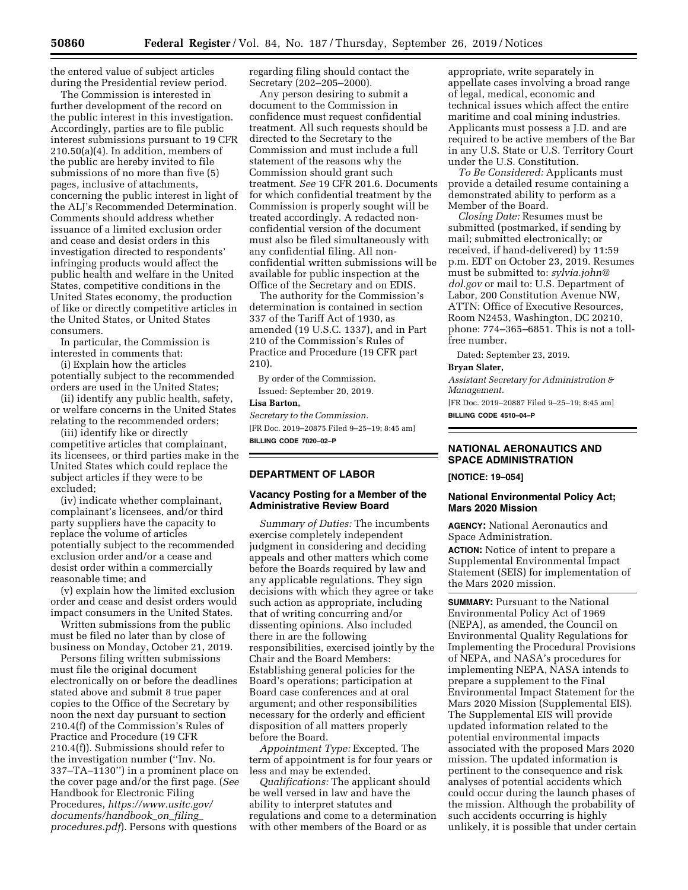the entered value of subject articles during the Presidential review period.

The Commission is interested in further development of the record on the public interest in this investigation. Accordingly, parties are to file public interest submissions pursuant to 19 CFR 210.50(a)(4). In addition, members of the public are hereby invited to file submissions of no more than five (5) pages, inclusive of attachments, concerning the public interest in light of the ALJ's Recommended Determination. Comments should address whether issuance of a limited exclusion order and cease and desist orders in this investigation directed to respondents' infringing products would affect the public health and welfare in the United States, competitive conditions in the United States economy, the production of like or directly competitive articles in the United States, or United States consumers.

In particular, the Commission is interested in comments that:

(i) Explain how the articles potentially subject to the recommended orders are used in the United States;

(ii) identify any public health, safety, or welfare concerns in the United States relating to the recommended orders;

(iii) identify like or directly competitive articles that complainant, its licensees, or third parties make in the United States which could replace the subject articles if they were to be excluded;

(iv) indicate whether complainant, complainant's licensees, and/or third party suppliers have the capacity to replace the volume of articles potentially subject to the recommended exclusion order and/or a cease and desist order within a commercially reasonable time; and

(v) explain how the limited exclusion order and cease and desist orders would impact consumers in the United States.

Written submissions from the public must be filed no later than by close of business on Monday, October 21, 2019.

Persons filing written submissions must file the original document electronically on or before the deadlines stated above and submit 8 true paper copies to the Office of the Secretary by noon the next day pursuant to section 210.4(f) of the Commission's Rules of Practice and Procedure (19 CFR 210.4(f)). Submissions should refer to the investigation number (''Inv. No. 337–TA–1130'') in a prominent place on the cover page and/or the first page. (*See* Handbook for Electronic Filing Procedures, *https://www.usitc.gov/documents/handbook_on_filing_procedures.pdf*). Persons with questions regarding filing should contact the Secretary (202–205–2000).

Any person desiring to submit a document to the Commission in confidence must request confidential treatment. All such requests should be directed to the Secretary to the Commission and must include a full statement of the reasons why the Commission should grant such treatment. *See* 19 CFR 201.6. Documents for which confidential treatment by the Commission is properly sought will be treated accordingly. A redacted non-confidential version of the document must also be filed simultaneously with any confidential filing. All non-confidential written submissions will be available for public inspection at the Office of the Secretary and on EDIS.

The authority for the Commission's determination is contained in section 337 of the Tariff Act of 1930, as amended (19 U.S.C. 1337), and in Part 210 of the Commission's Rules of Practice and Procedure (19 CFR part 210).

By order of the Commission.

Issued: September 20, 2019.

**Lisa Barton,**

*Secretary to the Commission.*

[FR Doc. 2019–20875 Filed 9–25–19; 8:45 am]

**BILLING CODE 7020–02–P**

## DEPARTMENT OF LABOR

### Vacancy Posting for a Member of the Administrative Review Board

*Summary of Duties:* The incumbents exercise completely independent judgment in considering and deciding appeals and other matters which come before the Boards required by law and any applicable regulations. They sign decisions with which they agree or take such action as appropriate, including that of writing concurring and/or dissenting opinions. Also included there in are the following responsibilities, exercised jointly by the Chair and the Board Members: Establishing general policies for the Board's operations; participation at Board case conferences and at oral argument; and other responsibilities necessary for the orderly and efficient disposition of all matters properly before the Board.

*Appointment Type:* Excepted. The term of appointment is for four years or less and may be extended.

*Qualifications:* The applicant should be well versed in law and have the ability to interpret statutes and regulations and come to a determination with other members of the Board or as appropriate, write separately in appellate cases involving a broad range of legal, medical, economic and technical issues which affect the entire maritime and coal mining industries. Applicants must possess a J.D. and are required to be active members of the Bar in any U.S. State or U.S. Territory Court under the U.S. Constitution.

*To Be Considered:* Applicants must provide a detailed resume containing a demonstrated ability to perform as a Member of the Board.

*Closing Date:* Resumes must be submitted (postmarked, if sending by mail; submitted electronically; or received, if hand-delivered) by 11:59 p.m. EDT on October 23, 2019. Resumes must be submitted to: *sylvia.john@dol.gov* or mail to: U.S. Department of Labor, 200 Constitution Avenue NW, ATTN: Office of Executive Resources, Room N2453, Washington, DC 20210, phone: 774–365–6851. This is not a toll-free number.

Dated: September 23, 2019.

**Bryan Slater,**

*Assistant Secretary for Administration & Management.*

[FR Doc. 2019–20887 Filed 9–25–19; 8:45 am]

**BILLING CODE 4510–04–P**

## NATIONAL AERONAUTICS AND SPACE ADMINISTRATION

**[NOTICE: 19–054]**

### National Environmental Policy Act; Mars 2020 Mission

**AGENCY:** National Aeronautics and Space Administration.

**ACTION:** Notice of intent to prepare a Supplemental Environmental Impact Statement (SEIS) for implementation of the Mars 2020 mission.

**SUMMARY:** Pursuant to the National Environmental Policy Act of 1969 (NEPA), as amended, the Council on Environmental Quality Regulations for Implementing the Procedural Provisions of NEPA, and NASA's procedures for implementing NEPA, NASA intends to prepare a supplement to the Final Environmental Impact Statement for the Mars 2020 Mission (Supplemental EIS). The Supplemental EIS will provide updated information related to the potential environmental impacts associated with the proposed Mars 2020 mission. The updated information is pertinent to the consequence and risk analyses of potential accidents which could occur during the launch phases of the mission. Although the probability of such accidents occurring is highly unlikely, it is possible that under certain